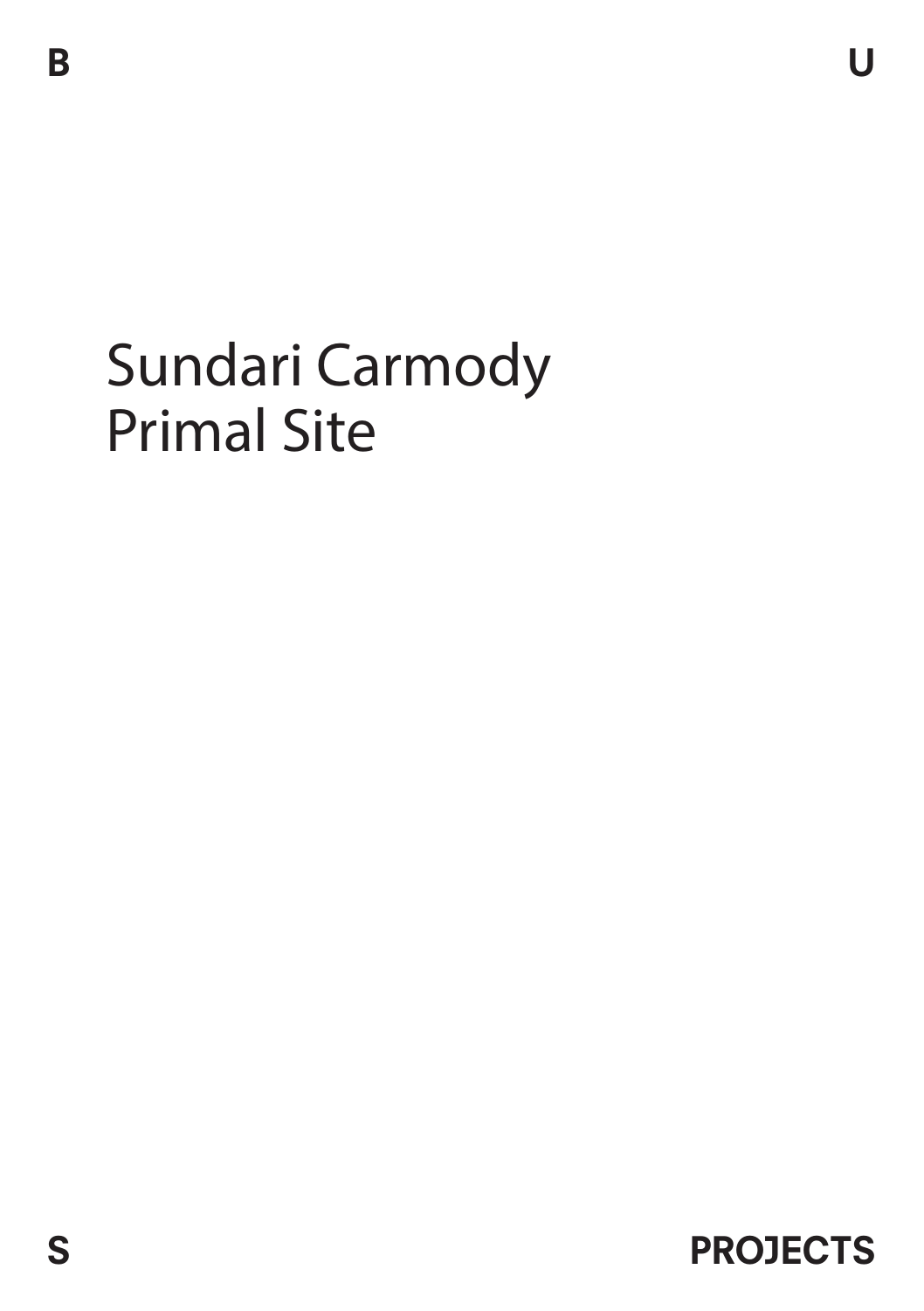B U

# Sundari Carmody
# Primal Site

S PROJECTS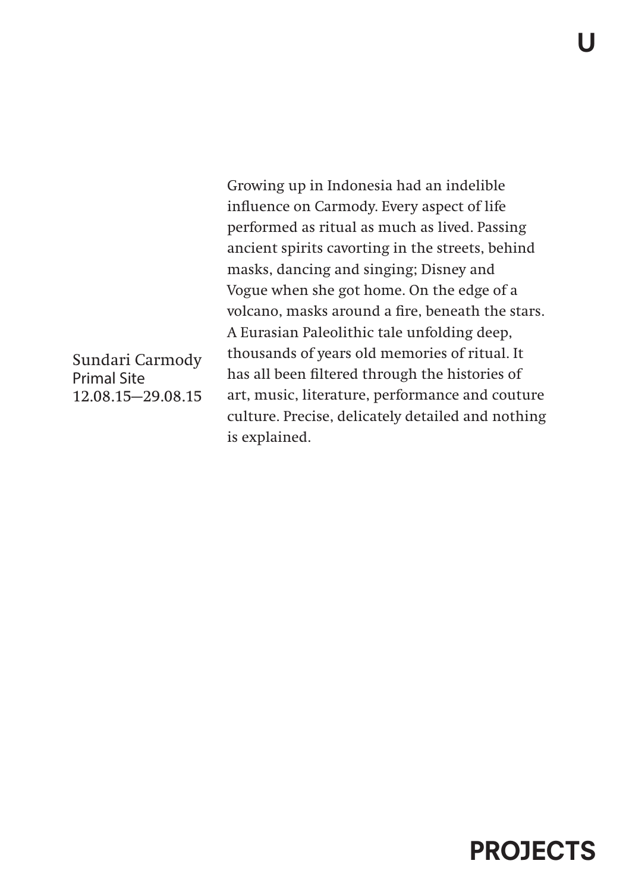Sundari Carmody
Primal Site
12.08.15—29.08.15

Growing up in Indonesia had an indelible influence on Carmody. Every aspect of life performed as ritual as much as lived. Passing ancient spirits cavorting in the streets, behind masks, dancing and singing; Disney and Vogue when she got home. On the edge of a volcano, masks around a fire, beneath the stars. A Eurasian Paleolithic tale unfolding deep, thousands of years old memories of ritual. It has all been filtered through the histories of art, music, literature, performance and couture culture. Precise, delicately detailed and nothing is explained.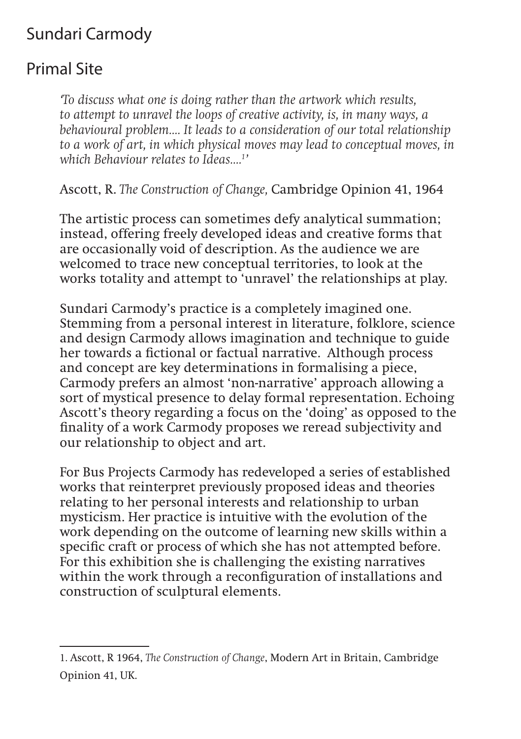# Sundari Carmody

## Primal Site

> *'To discuss what one is doing rather than the artwork which results, to attempt to unravel the loops of creative activity, is, in many ways, a behavioural problem.... It leads to a consideration of our total relationship to a work of art, in which physical moves may lead to conceptual moves, in which Behaviour relates to Ideas....[1]'*

Ascott, R. *The Construction of Change,* Cambridge Opinion 41, 1964

The artistic process can sometimes defy analytical summation; instead, offering freely developed ideas and creative forms that are occasionally void of description. As the audience we are welcomed to trace new conceptual territories, to look at the works totality and attempt to 'unravel' the relationships at play.

Sundari Carmody's practice is a completely imagined one. Stemming from a personal interest in literature, folklore, science and design Carmody allows imagination and technique to guide her towards a fictional or factual narrative. Although process and concept are key determinations in formalising a piece, Carmody prefers an almost 'non-narrative' approach allowing a sort of mystical presence to delay formal representation. Echoing Ascott's theory regarding a focus on the 'doing' as opposed to the finality of a work Carmody proposes we reread subjectivity and our relationship to object and art.

For Bus Projects Carmody has redeveloped a series of established works that reinterpret previously proposed ideas and theories relating to her personal interests and relationship to urban mysticism. Her practice is intuitive with the evolution of the work depending on the outcome of learning new skills within a specific craft or process of which she has not attempted before. For this exhibition she is challenging the existing narratives within the work through a reconfiguration of installations and construction of sculptural elements.

---

1. Ascott, R 1964, *The Construction of Change*, Modern Art in Britain, Cambridge Opinion 41, UK.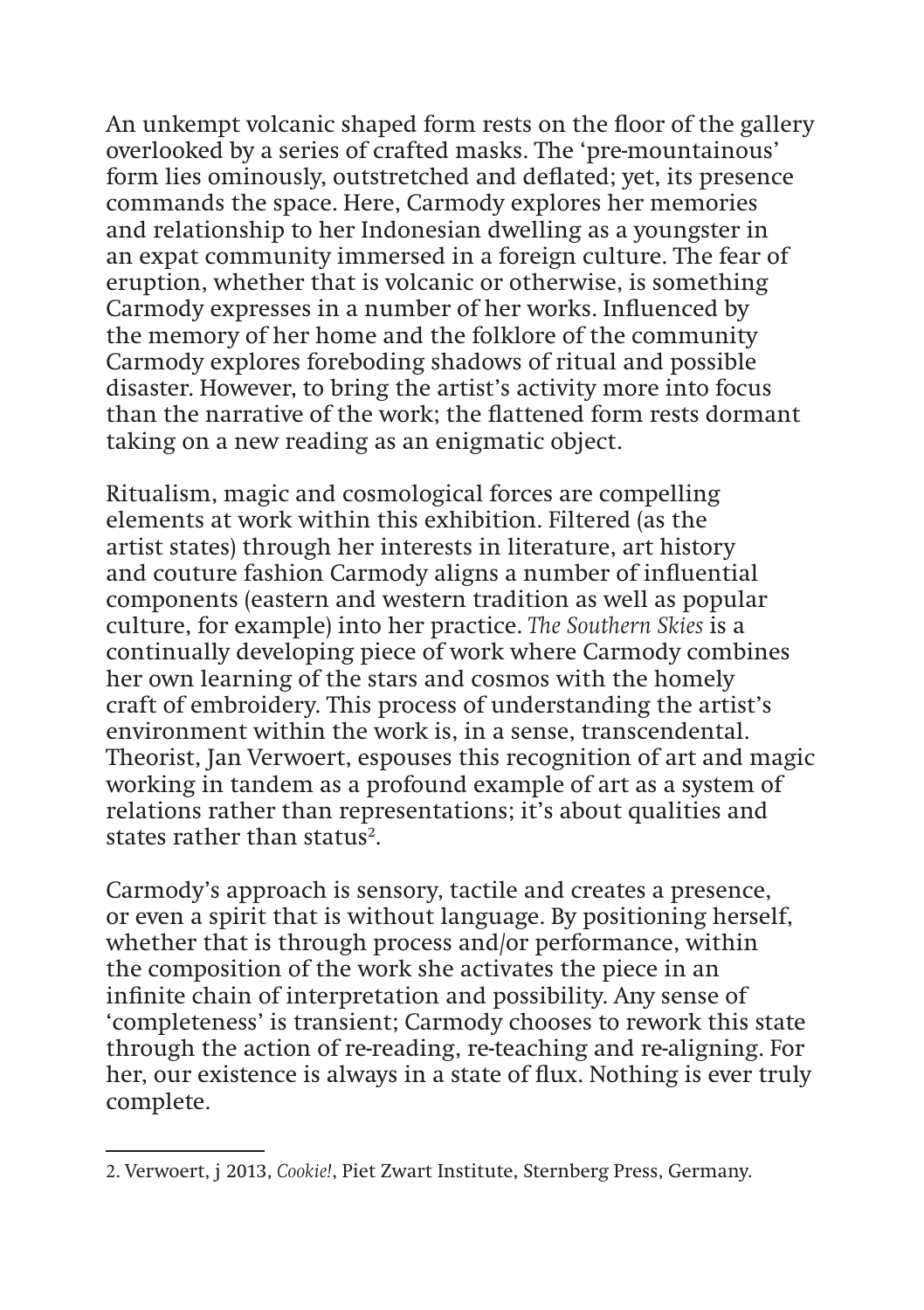An unkempt volcanic shaped form rests on the floor of the gallery overlooked by a series of crafted masks. The 'pre-mountainous' form lies ominously, outstretched and deflated; yet, its presence commands the space. Here, Carmody explores her memories and relationship to her Indonesian dwelling as a youngster in an expat community immersed in a foreign culture. The fear of eruption, whether that is volcanic or otherwise, is something Carmody expresses in a number of her works. Influenced by the memory of her home and the folklore of the community Carmody explores foreboding shadows of ritual and possible disaster. However, to bring the artist's activity more into focus than the narrative of the work; the flattened form rests dormant taking on a new reading as an enigmatic object.

Ritualism, magic and cosmological forces are compelling elements at work within this exhibition. Filtered (as the artist states) through her interests in literature, art history and couture fashion Carmody aligns a number of influential components (eastern and western tradition as well as popular culture, for example) into her practice. *The Southern Skies* is a continually developing piece of work where Carmody combines her own learning of the stars and cosmos with the homely craft of embroidery. This process of understanding the artist's environment within the work is, in a sense, transcendental. Theorist, Jan Verwoert, espouses this recognition of art and magic working in tandem as a profound example of art as a system of relations rather than representations; it's about qualities and states rather than status[2].

Carmody's approach is sensory, tactile and creates a presence, or even a spirit that is without language. By positioning herself, whether that is through process and/or performance, within the composition of the work she activates the piece in an infinite chain of interpretation and possibility. Any sense of 'completeness' is transient; Carmody chooses to rework this state through the action of re-reading, re-teaching and re-aligning. For her, our existence is always in a state of flux. Nothing is ever truly complete.

---

2. Verwoert, j 2013, *Cookie!*, Piet Zwart Institute, Sternberg Press, Germany.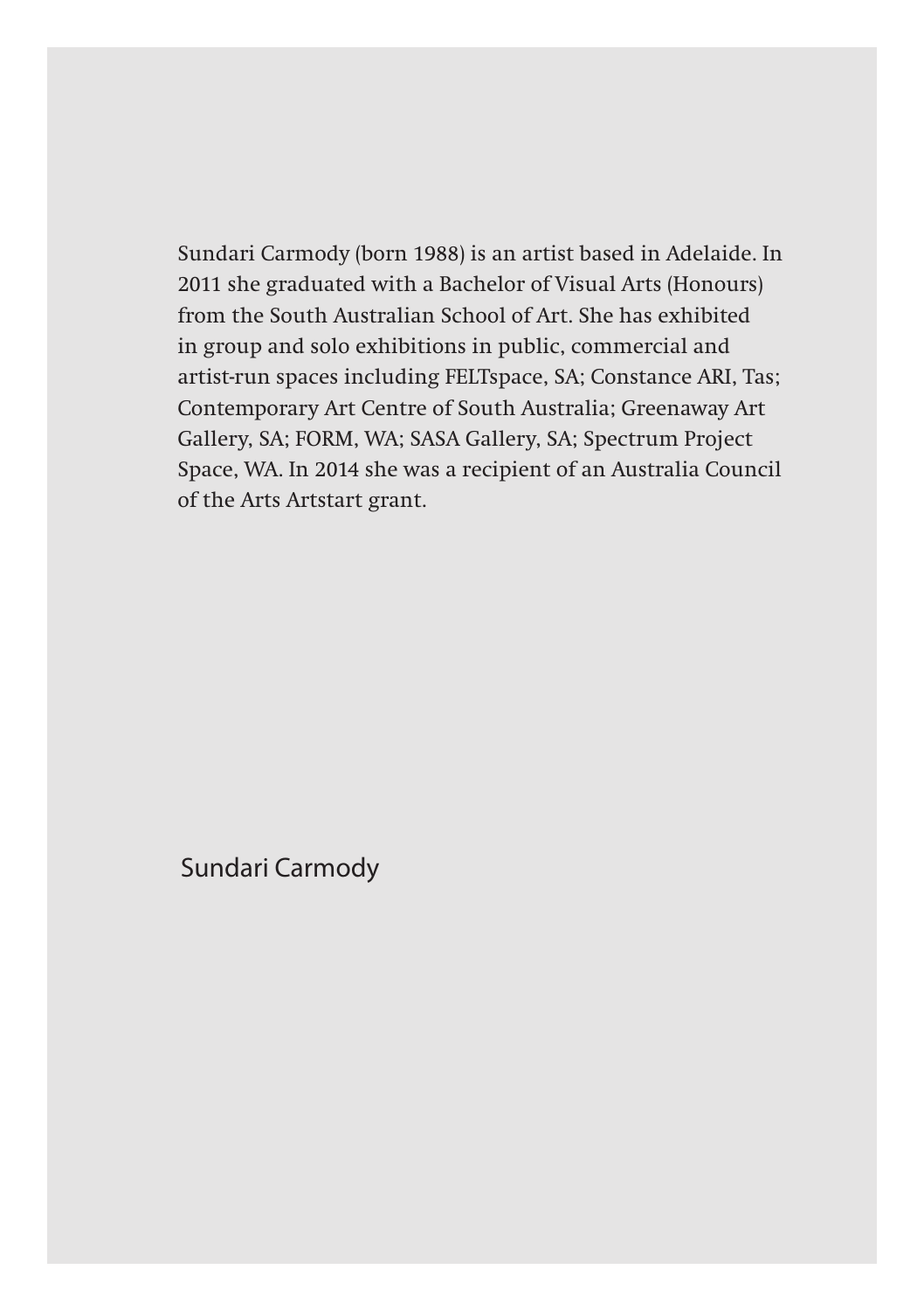Sundari Carmody (born 1988) is an artist based in Adelaide. In 2011 she graduated with a Bachelor of Visual Arts (Honours) from the South Australian School of Art. She has exhibited in group and solo exhibitions in public, commercial and artist-run spaces including FELTspace, SA; Constance ARI, Tas; Contemporary Art Centre of South Australia; Greenaway Art Gallery, SA; FORM, WA; SASA Gallery, SA; Spectrum Project Space, WA. In 2014 she was a recipient of an Australia Council of the Arts Artstart grant.

Sundari Carmody